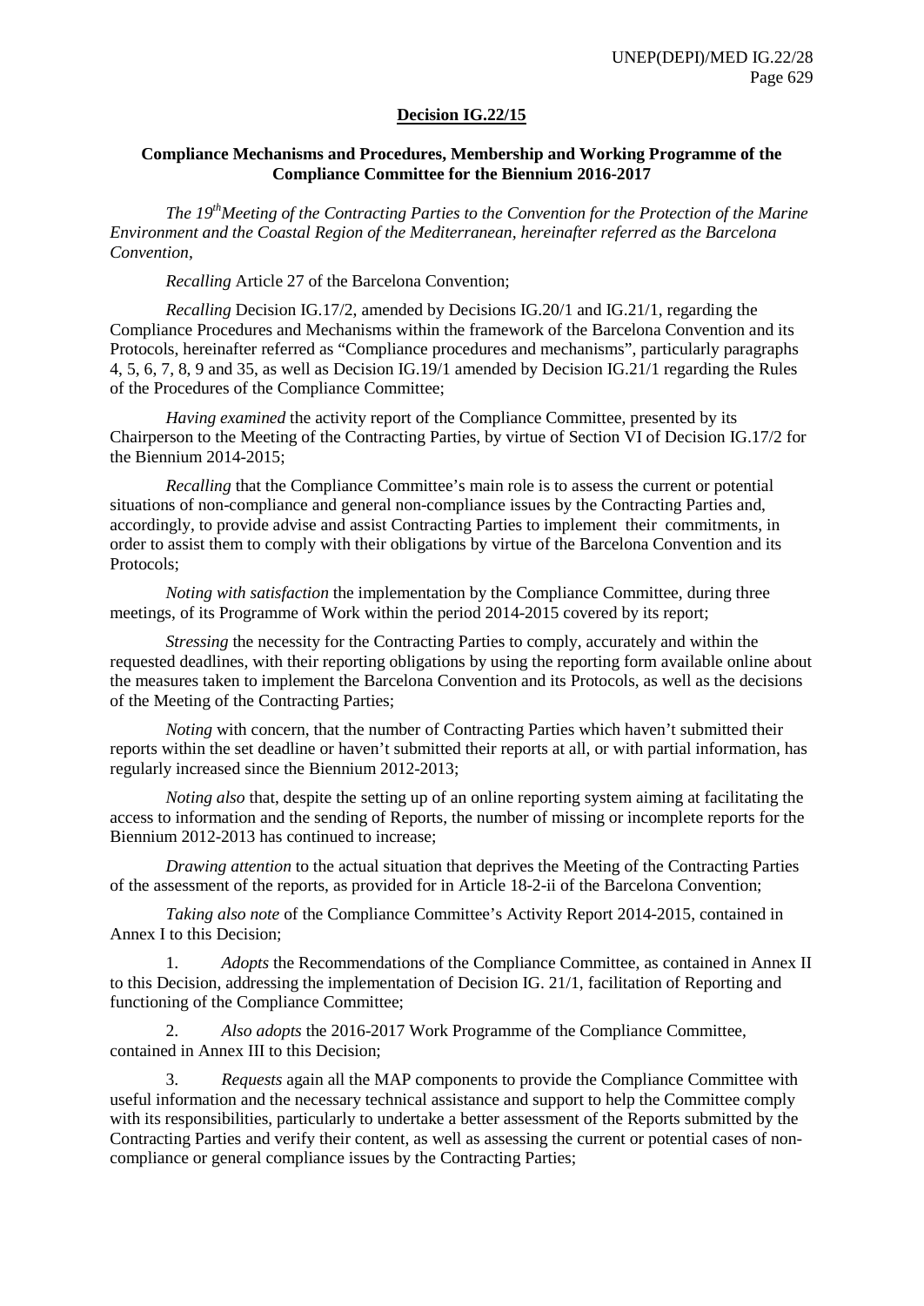**Decision IG.22/15**

**Compliance Mechanisms and Procedures, Membership and Working Programme of the Compliance Committee for the Biennium 2016-2017**

*The 19th Meeting of the Contracting Parties to the Convention for the Protection of the Marine Environment and the Coastal Region of the Mediterranean, hereinafter referred as the Barcelona Convention,*

*Recalling* Article 27 of the Barcelona Convention;

*Recalling* Decision IG.17/2, amended by Decisions IG.20/1 and IG.21/1, regarding the Compliance Procedures and Mechanisms within the framework of the Barcelona Convention and its Protocols, hereinafter referred as "Compliance procedures and mechanisms", particularly paragraphs 4, 5, 6, 7, 8, 9 and 35, as well as Decision IG.19/1 amended by Decision IG.21/1 regarding the Rules of the Procedures of the Compliance Committee;

*Having examined* the activity report of the Compliance Committee, presented by its Chairperson to the Meeting of the Contracting Parties, by virtue of Section VI of Decision IG.17/2 for the Biennium 2014-2015;

*Recalling* that the Compliance Committee's main role is to assess the current or potential situations of non-compliance and general non-compliance issues by the Contracting Parties and, accordingly, to provide advise and assist Contracting Parties to implement their commitments, in order to assist them to comply with their obligations by virtue of the Barcelona Convention and its Protocols;

*Noting with satisfaction* the implementation by the Compliance Committee, during three meetings, of its Programme of Work within the period 2014-2015 covered by its report;

*Stressing* the necessity for the Contracting Parties to comply, accurately and within the requested deadlines, with their reporting obligations by using the reporting form available online about the measures taken to implement the Barcelona Convention and its Protocols, as well as the decisions of the Meeting of the Contracting Parties;

*Noting* with concern, that the number of Contracting Parties which haven't submitted their reports within the set deadline or haven't submitted their reports at all, or with partial information, has regularly increased since the Biennium 2012-2013;

*Noting also* that, despite the setting up of an online reporting system aiming at facilitating the access to information and the sending of Reports, the number of missing or incomplete reports for the Biennium 2012-2013 has continued to increase;

*Drawing attention* to the actual situation that deprives the Meeting of the Contracting Parties of the assessment of the reports, as provided for in Article 18-2-ii of the Barcelona Convention;

*Taking also note* of the Compliance Committee's Activity Report 2014-2015, contained in Annex I to this Decision;

1. *Adopts* the Recommendations of the Compliance Committee, as contained in Annex II to this Decision, addressing the implementation of Decision IG. 21/1, facilitation of Reporting and functioning of the Compliance Committee;

2. *Also adopts* the 2016-2017 Work Programme of the Compliance Committee, contained in Annex III to this Decision;

3. *Requests* again all the MAP components to provide the Compliance Committee with useful information and the necessary technical assistance and support to help the Committee comply with its responsibilities, particularly to undertake a better assessment of the Reports submitted by the Contracting Parties and verify their content, as well as assessing the current or potential cases of non-compliance or general compliance issues by the Contracting Parties;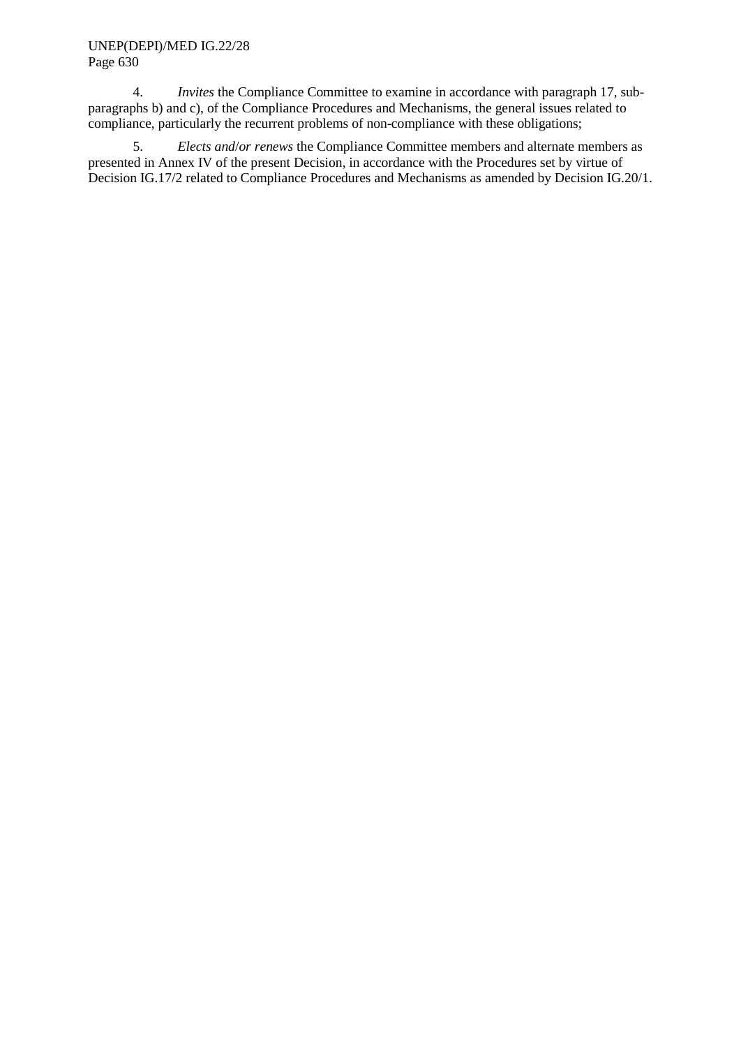4. *Invites* the Compliance Committee to examine in accordance with paragraph 17, sub-paragraphs b) and c), of the Compliance Procedures and Mechanisms, the general issues related to compliance, particularly the recurrent problems of non-compliance with these obligations;

5. *Elects and/or renews* the Compliance Committee members and alternate members as presented in Annex IV of the present Decision, in accordance with the Procedures set by virtue of Decision IG.17/2 related to Compliance Procedures and Mechanisms as amended by Decision IG.20/1.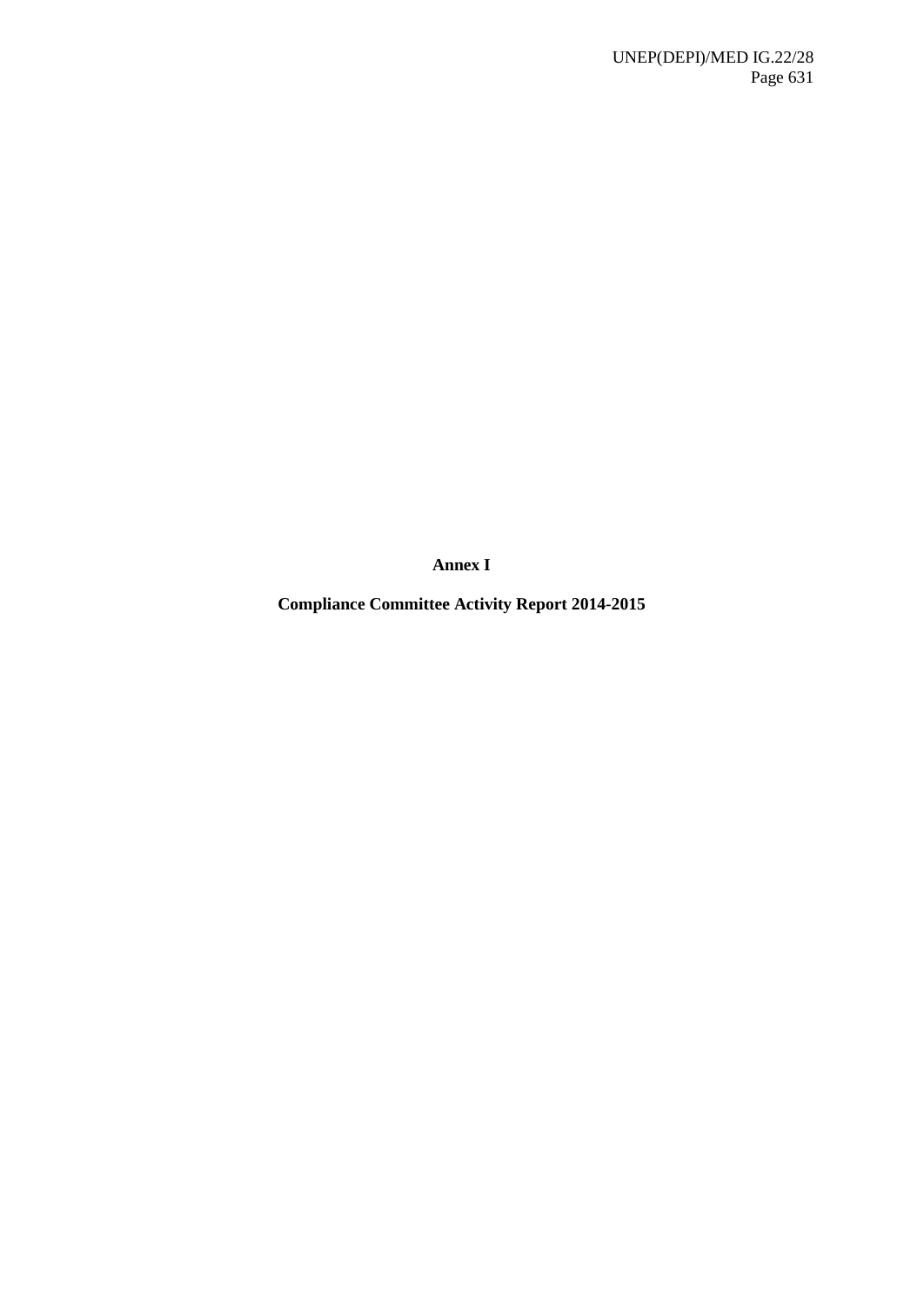# Annex I

## Compliance Committee Activity Report 2014-2015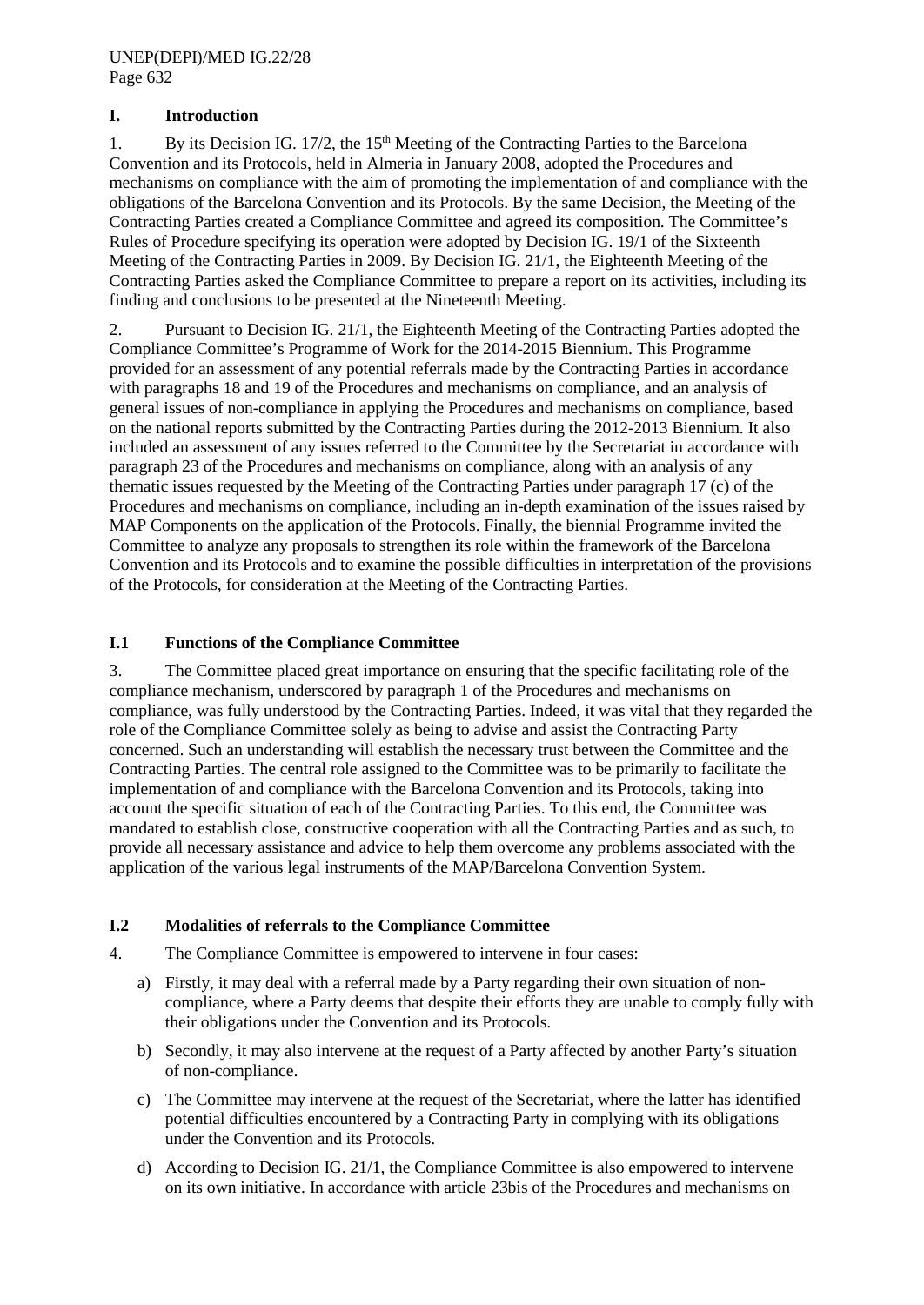## I. Introduction

1. By its Decision IG. 17/2, the 15th Meeting of the Contracting Parties to the Barcelona Convention and its Protocols, held in Almeria in January 2008, adopted the Procedures and mechanisms on compliance with the aim of promoting the implementation of and compliance with the obligations of the Barcelona Convention and its Protocols. By the same Decision, the Meeting of the Contracting Parties created a Compliance Committee and agreed its composition. The Committee's Rules of Procedure specifying its operation were adopted by Decision IG. 19/1 of the Sixteenth Meeting of the Contracting Parties in 2009. By Decision IG. 21/1, the Eighteenth Meeting of the Contracting Parties asked the Compliance Committee to prepare a report on its activities, including its finding and conclusions to be presented at the Nineteenth Meeting.

2. Pursuant to Decision IG. 21/1, the Eighteenth Meeting of the Contracting Parties adopted the Compliance Committee's Programme of Work for the 2014-2015 Biennium. This Programme provided for an assessment of any potential referrals made by the Contracting Parties in accordance with paragraphs 18 and 19 of the Procedures and mechanisms on compliance, and an analysis of general issues of non-compliance in applying the Procedures and mechanisms on compliance, based on the national reports submitted by the Contracting Parties during the 2012-2013 Biennium. It also included an assessment of any issues referred to the Committee by the Secretariat in accordance with paragraph 23 of the Procedures and mechanisms on compliance, along with an analysis of any thematic issues requested by the Meeting of the Contracting Parties under paragraph 17 (c) of the Procedures and mechanisms on compliance, including an in-depth examination of the issues raised by MAP Components on the application of the Protocols. Finally, the biennial Programme invited the Committee to analyze any proposals to strengthen its role within the framework of the Barcelona Convention and its Protocols and to examine the possible difficulties in interpretation of the provisions of the Protocols, for consideration at the Meeting of the Contracting Parties.

### I.1 Functions of the Compliance Committee

3. The Committee placed great importance on ensuring that the specific facilitating role of the compliance mechanism, underscored by paragraph 1 of the Procedures and mechanisms on compliance, was fully understood by the Contracting Parties. Indeed, it was vital that they regarded the role of the Compliance Committee solely as being to advise and assist the Contracting Party concerned. Such an understanding will establish the necessary trust between the Committee and the Contracting Parties. The central role assigned to the Committee was to be primarily to facilitate the implementation of and compliance with the Barcelona Convention and its Protocols, taking into account the specific situation of each of the Contracting Parties. To this end, the Committee was mandated to establish close, constructive cooperation with all the Contracting Parties and as such, to provide all necessary assistance and advice to help them overcome any problems associated with the application of the various legal instruments of the MAP/Barcelona Convention System.

### I.2 Modalities of referrals to the Compliance Committee

4. The Compliance Committee is empowered to intervene in four cases:

a) Firstly, it may deal with a referral made by a Party regarding their own situation of non-compliance, where a Party deems that despite their efforts they are unable to comply fully with their obligations under the Convention and its Protocols.

b) Secondly, it may also intervene at the request of a Party affected by another Party's situation of non-compliance.

c) The Committee may intervene at the request of the Secretariat, where the latter has identified potential difficulties encountered by a Contracting Party in complying with its obligations under the Convention and its Protocols.

d) According to Decision IG. 21/1, the Compliance Committee is also empowered to intervene on its own initiative. In accordance with article 23bis of the Procedures and mechanisms on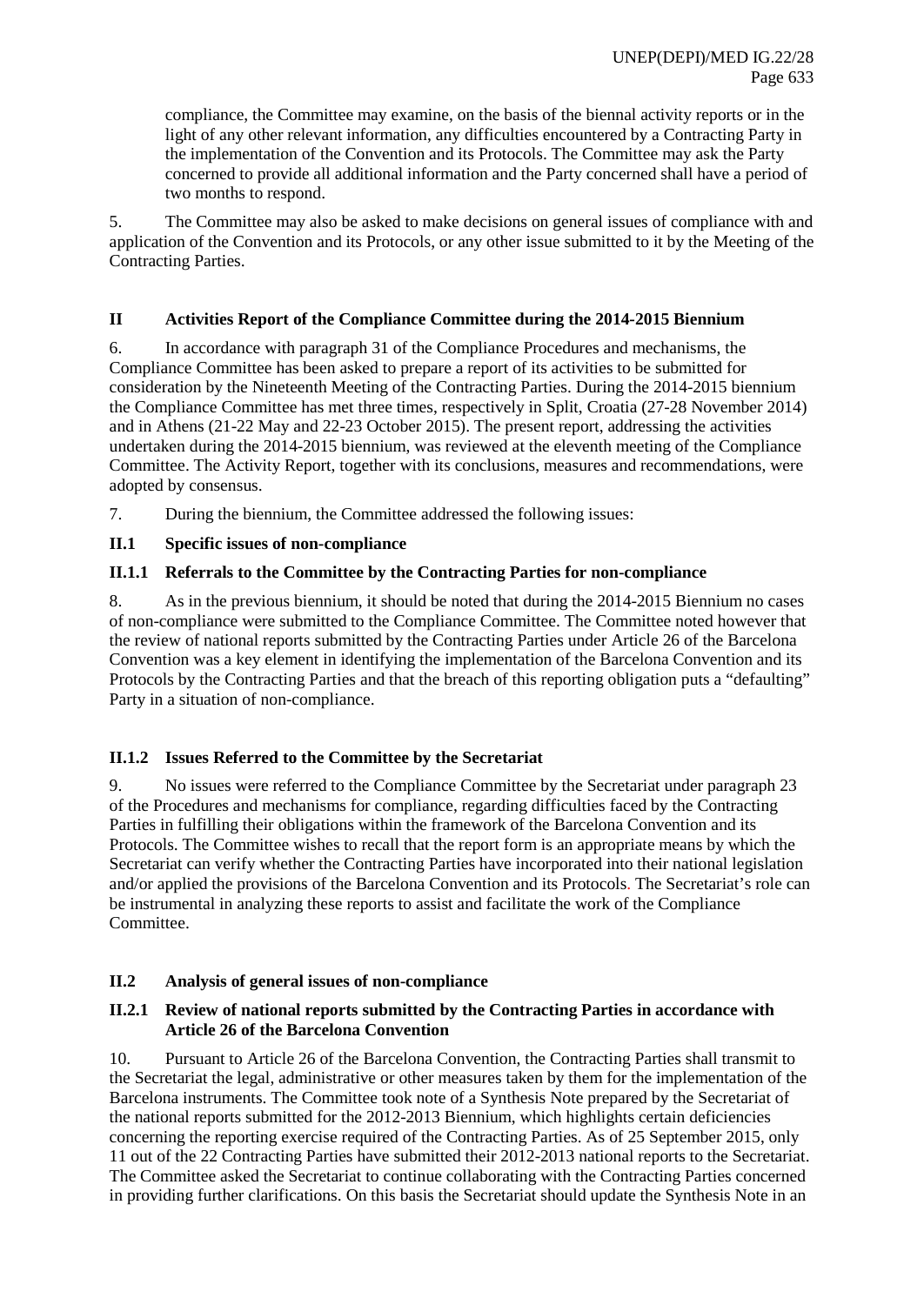compliance, the Committee may examine, on the basis of the biennal activity reports or in the light of any other relevant information, any difficulties encountered by a Contracting Party in the implementation of the Convention and its Protocols. The Committee may ask the Party concerned to provide all additional information and the Party concerned shall have a period of two months to respond.

5. The Committee may also be asked to make decisions on general issues of compliance with and application of the Convention and its Protocols, or any other issue submitted to it by the Meeting of the Contracting Parties.

## II Activities Report of the Compliance Committee during the 2014-2015 Biennium

6. In accordance with paragraph 31 of the Compliance Procedures and mechanisms, the Compliance Committee has been asked to prepare a report of its activities to be submitted for consideration by the Nineteenth Meeting of the Contracting Parties. During the 2014-2015 biennium the Compliance Committee has met three times, respectively in Split, Croatia (27-28 November 2014) and in Athens (21-22 May and 22-23 October 2015). The present report, addressing the activities undertaken during the 2014-2015 biennium, was reviewed at the eleventh meeting of the Compliance Committee. The Activity Report, together with its conclusions, measures and recommendations, were adopted by consensus.

7. During the biennium, the Committee addressed the following issues:

### II.1 Specific issues of non-compliance

#### II.1.1 Referrals to the Committee by the Contracting Parties for non-compliance

8. As in the previous biennium, it should be noted that during the 2014-2015 Biennium no cases of non-compliance were submitted to the Compliance Committee. The Committee noted however that the review of national reports submitted by the Contracting Parties under Article 26 of the Barcelona Convention was a key element in identifying the implementation of the Barcelona Convention and its Protocols by the Contracting Parties and that the breach of this reporting obligation puts a "defaulting" Party in a situation of non-compliance.

#### II.1.2 Issues Referred to the Committee by the Secretariat

9. No issues were referred to the Compliance Committee by the Secretariat under paragraph 23 of the Procedures and mechanisms for compliance, regarding difficulties faced by the Contracting Parties in fulfilling their obligations within the framework of the Barcelona Convention and its Protocols. The Committee wishes to recall that the report form is an appropriate means by which the Secretariat can verify whether the Contracting Parties have incorporated into their national legislation and/or applied the provisions of the Barcelona Convention and its Protocols. The Secretariat's role can be instrumental in analyzing these reports to assist and facilitate the work of the Compliance Committee.

### II.2 Analysis of general issues of non-compliance

#### II.2.1 Review of national reports submitted by the Contracting Parties in accordance with Article 26 of the Barcelona Convention

10. Pursuant to Article 26 of the Barcelona Convention, the Contracting Parties shall transmit to the Secretariat the legal, administrative or other measures taken by them for the implementation of the Barcelona instruments. The Committee took note of a Synthesis Note prepared by the Secretariat of the national reports submitted for the 2012-2013 Biennium, which highlights certain deficiencies concerning the reporting exercise required of the Contracting Parties. As of 25 September 2015, only 11 out of the 22 Contracting Parties have submitted their 2012-2013 national reports to the Secretariat. The Committee asked the Secretariat to continue collaborating with the Contracting Parties concerned in providing further clarifications. On this basis the Secretariat should update the Synthesis Note in an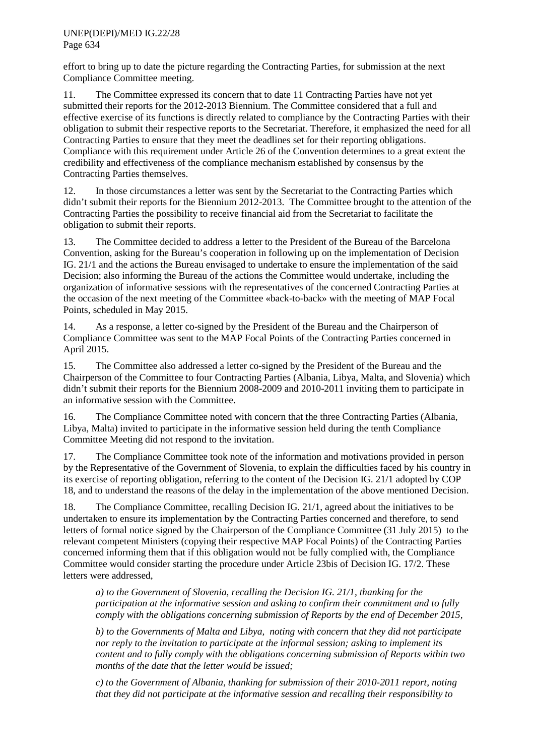effort to bring up to date the picture regarding the Contracting Parties, for submission at the next Compliance Committee meeting.

11. The Committee expressed its concern that to date 11 Contracting Parties have not yet submitted their reports for the 2012-2013 Biennium. The Committee considered that a full and effective exercise of its functions is directly related to compliance by the Contracting Parties with their obligation to submit their respective reports to the Secretariat. Therefore, it emphasized the need for all Contracting Parties to ensure that they meet the deadlines set for their reporting obligations. Compliance with this requirement under Article 26 of the Convention determines to a great extent the credibility and effectiveness of the compliance mechanism established by consensus by the Contracting Parties themselves.

12. In those circumstances a letter was sent by the Secretariat to the Contracting Parties which didn't submit their reports for the Biennium 2012-2013. The Committee brought to the attention of the Contracting Parties the possibility to receive financial aid from the Secretariat to facilitate the obligation to submit their reports.

13. The Committee decided to address a letter to the President of the Bureau of the Barcelona Convention, asking for the Bureau's cooperation in following up on the implementation of Decision IG. 21/1 and the actions the Bureau envisaged to undertake to ensure the implementation of the said Decision; also informing the Bureau of the actions the Committee would undertake, including the organization of informative sessions with the representatives of the concerned Contracting Parties at the occasion of the next meeting of the Committee «back-to-back» with the meeting of MAP Focal Points, scheduled in May 2015.

14. As a response, a letter co-signed by the President of the Bureau and the Chairperson of Compliance Committee was sent to the MAP Focal Points of the Contracting Parties concerned in April 2015.

15. The Committee also addressed a letter co-signed by the President of the Bureau and the Chairperson of the Committee to four Contracting Parties (Albania, Libya, Malta, and Slovenia) which didn't submit their reports for the Biennium 2008-2009 and 2010-2011 inviting them to participate in an informative session with the Committee.

16. The Compliance Committee noted with concern that the three Contracting Parties (Albania, Libya, Malta) invited to participate in the informative session held during the tenth Compliance Committee Meeting did not respond to the invitation.

17. The Compliance Committee took note of the information and motivations provided in person by the Representative of the Government of Slovenia, to explain the difficulties faced by his country in its exercise of reporting obligation, referring to the content of the Decision IG. 21/1 adopted by COP 18, and to understand the reasons of the delay in the implementation of the above mentioned Decision.

18. The Compliance Committee, recalling Decision IG. 21/1, agreed about the initiatives to be undertaken to ensure its implementation by the Contracting Parties concerned and therefore, to send letters of formal notice signed by the Chairperson of the Compliance Committee (31 July 2015) to the relevant competent Ministers (copying their respective MAP Focal Points) of the Contracting Parties concerned informing them that if this obligation would not be fully complied with, the Compliance Committee would consider starting the procedure under Article 23bis of Decision IG. 17/2. These letters were addressed,

*a) to the Government of Slovenia, recalling the Decision IG. 21/1, thanking for the participation at the informative session and asking to confirm their commitment and to fully comply with the obligations concerning submission of Reports by the end of December 2015,*

*b) to the Governments of Malta and Libya, noting with concern that they did not participate nor reply to the invitation to participate at the informal session; asking to implement its content and to fully comply with the obligations concerning submission of Reports within two months of the date that the letter would be issued;*

*c) to the Government of Albania, thanking for submission of their 2010-2011 report, noting that they did not participate at the informative session and recalling their responsibility to*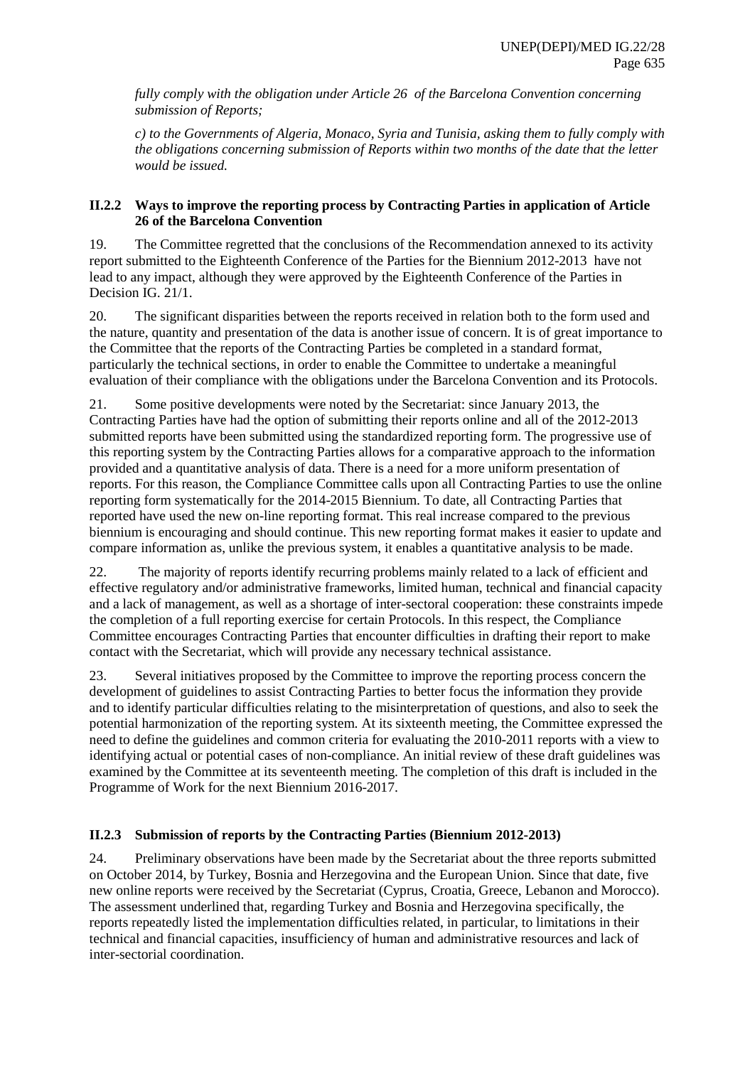*fully comply with the obligation under Article 26 of the Barcelona Convention concerning submission of Reports;*

*c) to the Governments of Algeria, Monaco, Syria and Tunisia, asking them to fully comply with the obligations concerning submission of Reports within two months of the date that the letter would be issued.*

### II.2.2 Ways to improve the reporting process by Contracting Parties in application of Article 26 of the Barcelona Convention

19. The Committee regretted that the conclusions of the Recommendation annexed to its activity report submitted to the Eighteenth Conference of the Parties for the Biennium 2012-2013 have not lead to any impact, although they were approved by the Eighteenth Conference of the Parties in Decision IG. 21/1.

20. The significant disparities between the reports received in relation both to the form used and the nature, quantity and presentation of the data is another issue of concern. It is of great importance to the Committee that the reports of the Contracting Parties be completed in a standard format, particularly the technical sections, in order to enable the Committee to undertake a meaningful evaluation of their compliance with the obligations under the Barcelona Convention and its Protocols.

21. Some positive developments were noted by the Secretariat: since January 2013, the Contracting Parties have had the option of submitting their reports online and all of the 2012-2013 submitted reports have been submitted using the standardized reporting form. The progressive use of this reporting system by the Contracting Parties allows for a comparative approach to the information provided and a quantitative analysis of data. There is a need for a more uniform presentation of reports. For this reason, the Compliance Committee calls upon all Contracting Parties to use the online reporting form systematically for the 2014-2015 Biennium. To date, all Contracting Parties that reported have used the new on-line reporting format. This real increase compared to the previous biennium is encouraging and should continue. This new reporting format makes it easier to update and compare information as, unlike the previous system, it enables a quantitative analysis to be made.

22. The majority of reports identify recurring problems mainly related to a lack of efficient and effective regulatory and/or administrative frameworks, limited human, technical and financial capacity and a lack of management, as well as a shortage of inter-sectoral cooperation: these constraints impede the completion of a full reporting exercise for certain Protocols. In this respect, the Compliance Committee encourages Contracting Parties that encounter difficulties in drafting their report to make contact with the Secretariat, which will provide any necessary technical assistance.

23. Several initiatives proposed by the Committee to improve the reporting process concern the development of guidelines to assist Contracting Parties to better focus the information they provide and to identify particular difficulties relating to the misinterpretation of questions, and also to seek the potential harmonization of the reporting system. At its sixteenth meeting, the Committee expressed the need to define the guidelines and common criteria for evaluating the 2010-2011 reports with a view to identifying actual or potential cases of non-compliance. An initial review of these draft guidelines was examined by the Committee at its seventeenth meeting. The completion of this draft is included in the Programme of Work for the next Biennium 2016-2017.

### II.2.3 Submission of reports by the Contracting Parties (Biennium 2012-2013)

24. Preliminary observations have been made by the Secretariat about the three reports submitted on October 2014, by Turkey, Bosnia and Herzegovina and the European Union. Since that date, five new online reports were received by the Secretariat (Cyprus, Croatia, Greece, Lebanon and Morocco). The assessment underlined that, regarding Turkey and Bosnia and Herzegovina specifically, the reports repeatedly listed the implementation difficulties related, in particular, to limitations in their technical and financial capacities, insufficiency of human and administrative resources and lack of inter-sectorial coordination.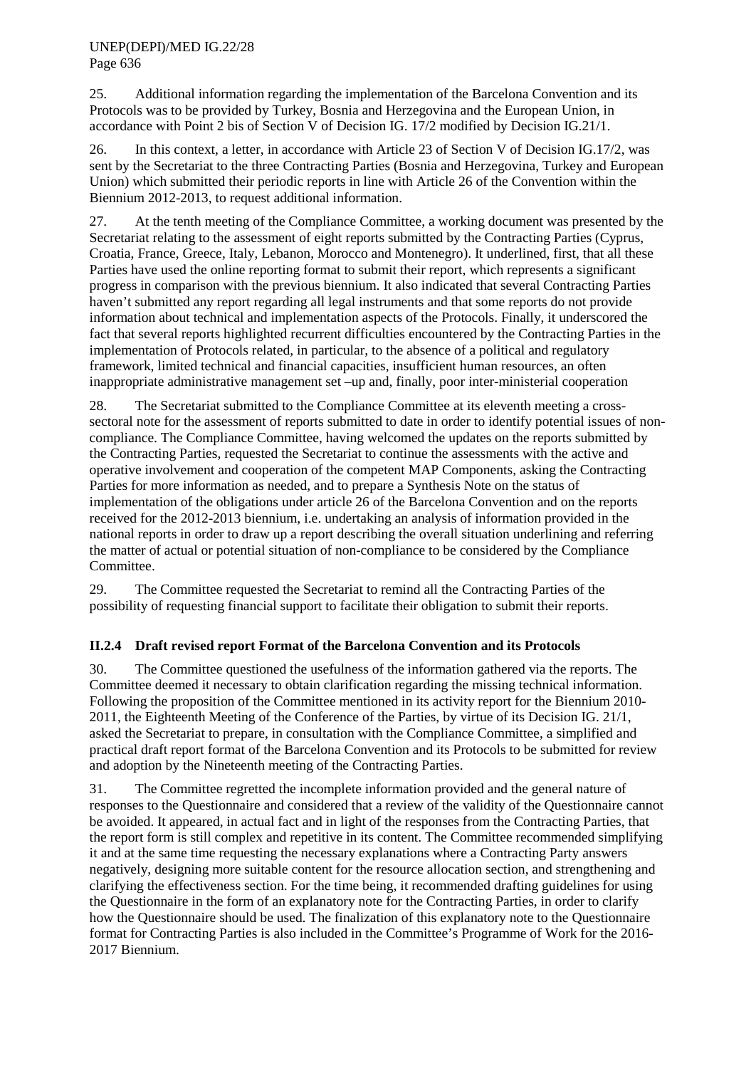25. Additional information regarding the implementation of the Barcelona Convention and its Protocols was to be provided by Turkey, Bosnia and Herzegovina and the European Union, in accordance with Point 2 bis of Section V of Decision IG. 17/2 modified by Decision IG.21/1.

26. In this context, a letter, in accordance with Article 23 of Section V of Decision IG.17/2, was sent by the Secretariat to the three Contracting Parties (Bosnia and Herzegovina, Turkey and European Union) which submitted their periodic reports in line with Article 26 of the Convention within the Biennium 2012-2013, to request additional information.

27. At the tenth meeting of the Compliance Committee, a working document was presented by the Secretariat relating to the assessment of eight reports submitted by the Contracting Parties (Cyprus, Croatia, France, Greece, Italy, Lebanon, Morocco and Montenegro). It underlined, first, that all these Parties have used the online reporting format to submit their report, which represents a significant progress in comparison with the previous biennium. It also indicated that several Contracting Parties haven't submitted any report regarding all legal instruments and that some reports do not provide information about technical and implementation aspects of the Protocols. Finally, it underscored the fact that several reports highlighted recurrent difficulties encountered by the Contracting Parties in the implementation of Protocols related, in particular, to the absence of a political and regulatory framework, limited technical and financial capacities, insufficient human resources, an often inappropriate administrative management set –up and, finally, poor inter-ministerial cooperation

28. The Secretariat submitted to the Compliance Committee at its eleventh meeting a cross-sectoral note for the assessment of reports submitted to date in order to identify potential issues of non-compliance. The Compliance Committee, having welcomed the updates on the reports submitted by the Contracting Parties, requested the Secretariat to continue the assessments with the active and operative involvement and cooperation of the competent MAP Components, asking the Contracting Parties for more information as needed, and to prepare a Synthesis Note on the status of implementation of the obligations under article 26 of the Barcelona Convention and on the reports received for the 2012-2013 biennium, i.e. undertaking an analysis of information provided in the national reports in order to draw up a report describing the overall situation underlining and referring the matter of actual or potential situation of non-compliance to be considered by the Compliance Committee.

29. The Committee requested the Secretariat to remind all the Contracting Parties of the possibility of requesting financial support to facilitate their obligation to submit their reports.

### II.2.4 Draft revised report Format of the Barcelona Convention and its Protocols

30. The Committee questioned the usefulness of the information gathered via the reports. The Committee deemed it necessary to obtain clarification regarding the missing technical information. Following the proposition of the Committee mentioned in its activity report for the Biennium 2010-2011, the Eighteenth Meeting of the Conference of the Parties, by virtue of its Decision IG. 21/1, asked the Secretariat to prepare, in consultation with the Compliance Committee, a simplified and practical draft report format of the Barcelona Convention and its Protocols to be submitted for review and adoption by the Nineteenth meeting of the Contracting Parties.

31. The Committee regretted the incomplete information provided and the general nature of responses to the Questionnaire and considered that a review of the validity of the Questionnaire cannot be avoided. It appeared, in actual fact and in light of the responses from the Contracting Parties, that the report form is still complex and repetitive in its content. The Committee recommended simplifying it and at the same time requesting the necessary explanations where a Contracting Party answers negatively, designing more suitable content for the resource allocation section, and strengthening and clarifying the effectiveness section. For the time being, it recommended drafting guidelines for using the Questionnaire in the form of an explanatory note for the Contracting Parties, in order to clarify how the Questionnaire should be used. The finalization of this explanatory note to the Questionnaire format for Contracting Parties is also included in the Committee's Programme of Work for the 2016-2017 Biennium.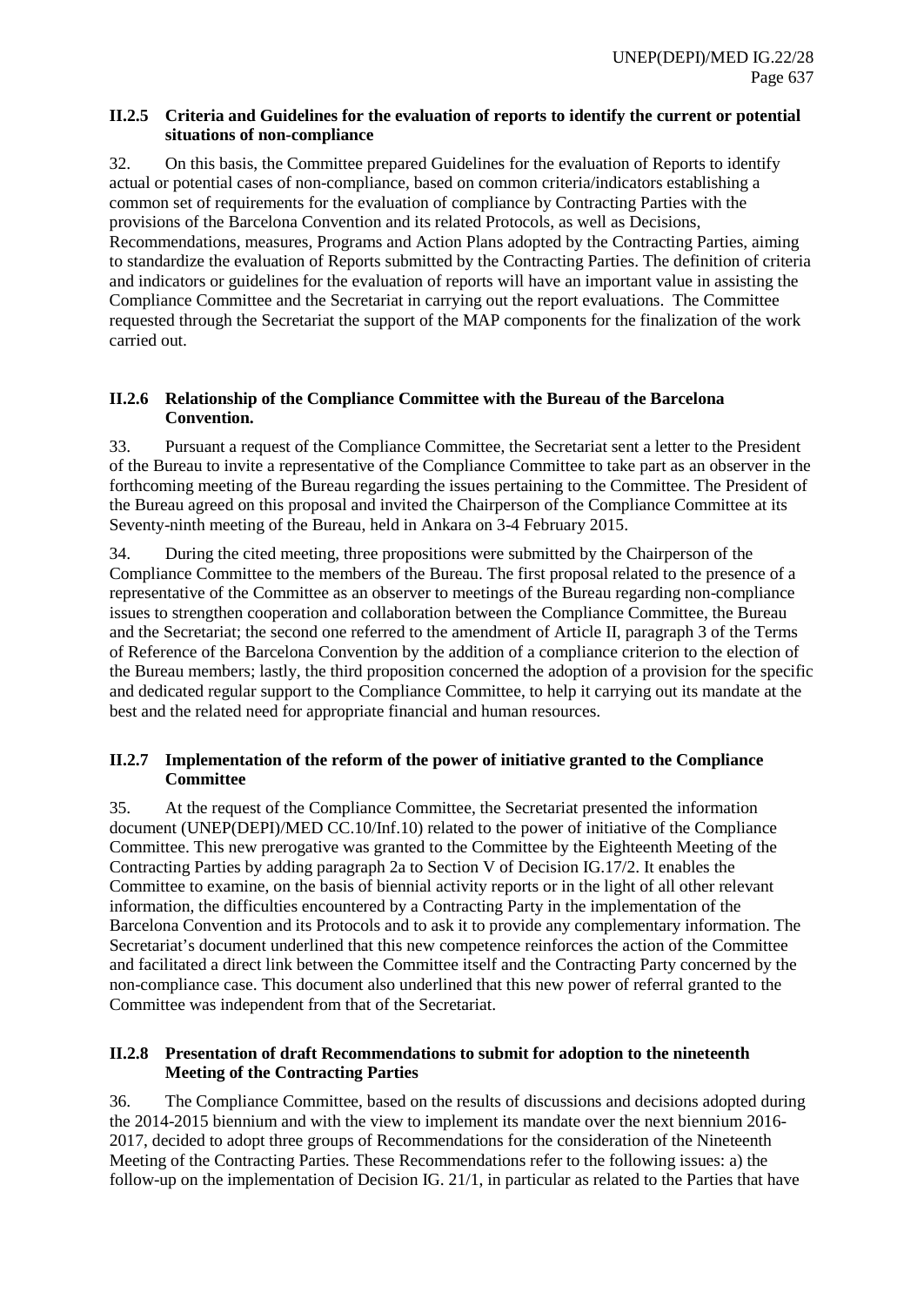### II.2.5 Criteria and Guidelines for the evaluation of reports to identify the current or potential situations of non-compliance

32. On this basis, the Committee prepared Guidelines for the evaluation of Reports to identify actual or potential cases of non-compliance, based on common criteria/indicators establishing a common set of requirements for the evaluation of compliance by Contracting Parties with the provisions of the Barcelona Convention and its related Protocols, as well as Decisions, Recommendations, measures, Programs and Action Plans adopted by the Contracting Parties, aiming to standardize the evaluation of Reports submitted by the Contracting Parties. The definition of criteria and indicators or guidelines for the evaluation of reports will have an important value in assisting the Compliance Committee and the Secretariat in carrying out the report evaluations. The Committee requested through the Secretariat the support of the MAP components for the finalization of the work carried out.

### II.2.6 Relationship of the Compliance Committee with the Bureau of the Barcelona Convention.

33. Pursuant a request of the Compliance Committee, the Secretariat sent a letter to the President of the Bureau to invite a representative of the Compliance Committee to take part as an observer in the forthcoming meeting of the Bureau regarding the issues pertaining to the Committee. The President of the Bureau agreed on this proposal and invited the Chairperson of the Compliance Committee at its Seventy-ninth meeting of the Bureau, held in Ankara on 3-4 February 2015.

34. During the cited meeting, three propositions were submitted by the Chairperson of the Compliance Committee to the members of the Bureau. The first proposal related to the presence of a representative of the Committee as an observer to meetings of the Bureau regarding non-compliance issues to strengthen cooperation and collaboration between the Compliance Committee, the Bureau and the Secretariat; the second one referred to the amendment of Article II, paragraph 3 of the Terms of Reference of the Barcelona Convention by the addition of a compliance criterion to the election of the Bureau members; lastly, the third proposition concerned the adoption of a provision for the specific and dedicated regular support to the Compliance Committee, to help it carrying out its mandate at the best and the related need for appropriate financial and human resources.

### II.2.7 Implementation of the reform of the power of initiative granted to the Compliance Committee

35. At the request of the Compliance Committee, the Secretariat presented the information document (UNEP(DEPI)/MED CC.10/Inf.10) related to the power of initiative of the Compliance Committee. This new prerogative was granted to the Committee by the Eighteenth Meeting of the Contracting Parties by adding paragraph 2a to Section V of Decision IG.17/2. It enables the Committee to examine, on the basis of biennial activity reports or in the light of all other relevant information, the difficulties encountered by a Contracting Party in the implementation of the Barcelona Convention and its Protocols and to ask it to provide any complementary information. The Secretariat's document underlined that this new competence reinforces the action of the Committee and facilitated a direct link between the Committee itself and the Contracting Party concerned by the non-compliance case. This document also underlined that this new power of referral granted to the Committee was independent from that of the Secretariat.

### II.2.8 Presentation of draft Recommendations to submit for adoption to the nineteenth Meeting of the Contracting Parties

36. The Compliance Committee, based on the results of discussions and decisions adopted during the 2014-2015 biennium and with the view to implement its mandate over the next biennium 2016-2017, decided to adopt three groups of Recommendations for the consideration of the Nineteenth Meeting of the Contracting Parties. These Recommendations refer to the following issues: a) the follow-up on the implementation of Decision IG. 21/1, in particular as related to the Parties that have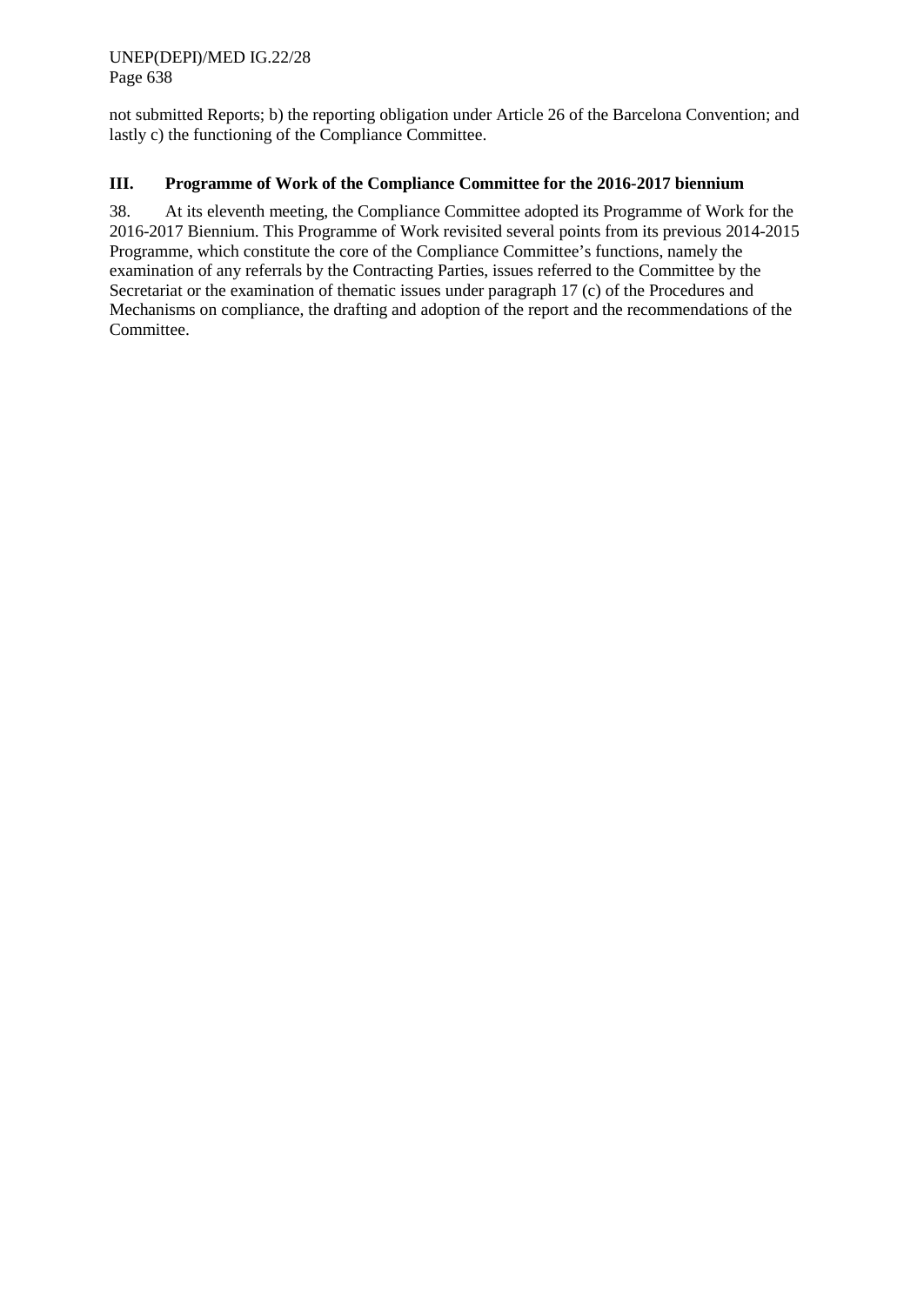not submitted Reports; b) the reporting obligation under Article 26 of the Barcelona Convention; and lastly c) the functioning of the Compliance Committee.

## III. Programme of Work of the Compliance Committee for the 2016-2017 biennium

38. At its eleventh meeting, the Compliance Committee adopted its Programme of Work for the 2016-2017 Biennium. This Programme of Work revisited several points from its previous 2014-2015 Programme, which constitute the core of the Compliance Committee's functions, namely the examination of any referrals by the Contracting Parties, issues referred to the Committee by the Secretariat or the examination of thematic issues under paragraph 17 (c) of the Procedures and Mechanisms on compliance, the drafting and adoption of the report and the recommendations of the Committee.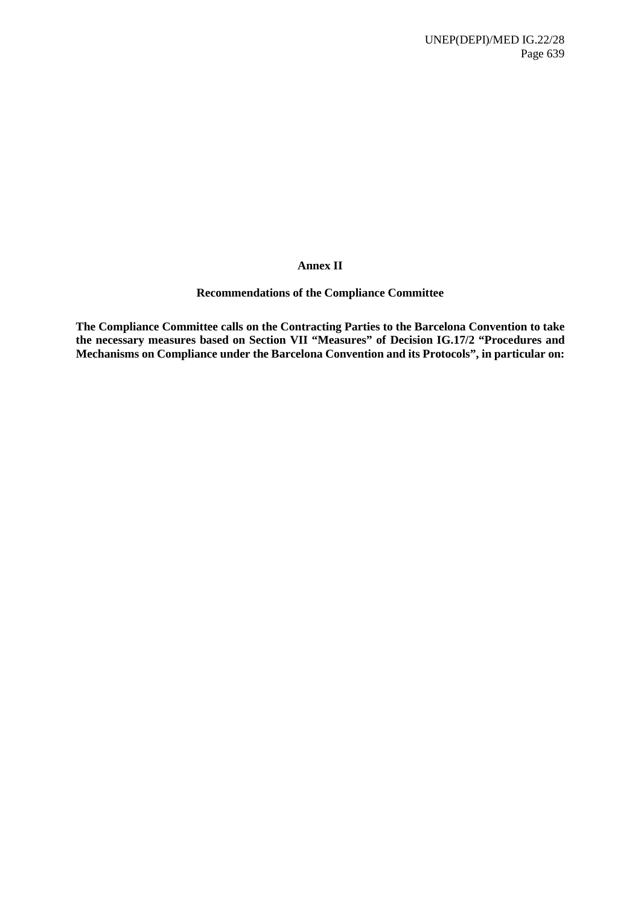# Annex II

## Recommendations of the Compliance Committee

**The Compliance Committee calls on the Contracting Parties to the Barcelona Convention to take the necessary measures based on Section VII "Measures" of Decision IG.17/2 "Procedures and Mechanisms on Compliance under the Barcelona Convention and its Protocols", in particular on:**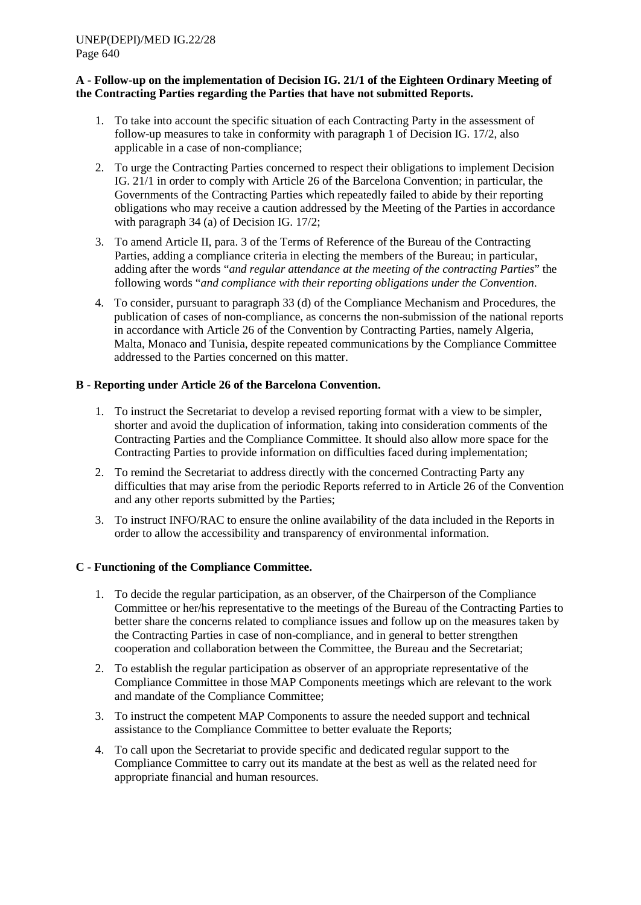**A - Follow-up on the implementation of Decision IG. 21/1 of the Eighteen Ordinary Meeting of the Contracting Parties regarding the Parties that have not submitted Reports.**

1. To take into account the specific situation of each Contracting Party in the assessment of follow-up measures to take in conformity with paragraph 1 of Decision IG. 17/2, also applicable in a case of non-compliance;
2. To urge the Contracting Parties concerned to respect their obligations to implement Decision IG. 21/1 in order to comply with Article 26 of the Barcelona Convention; in particular, the Governments of the Contracting Parties which repeatedly failed to abide by their reporting obligations who may receive a caution addressed by the Meeting of the Parties in accordance with paragraph 34 (a) of Decision IG. 17/2;
3. To amend Article II, para. 3 of the Terms of Reference of the Bureau of the Contracting Parties, adding a compliance criteria in electing the members of the Bureau; in particular, adding after the words "*and regular attendance at the meeting of the contracting Parties*" the following words "*and compliance with their reporting obligations under the Convention*.
4. To consider, pursuant to paragraph 33 (d) of the Compliance Mechanism and Procedures, the publication of cases of non-compliance, as concerns the non-submission of the national reports in accordance with Article 26 of the Convention by Contracting Parties, namely Algeria, Malta, Monaco and Tunisia, despite repeated communications by the Compliance Committee addressed to the Parties concerned on this matter.

**B - Reporting under Article 26 of the Barcelona Convention.**

1. To instruct the Secretariat to develop a revised reporting format with a view to be simpler, shorter and avoid the duplication of information, taking into consideration comments of the Contracting Parties and the Compliance Committee. It should also allow more space for the Contracting Parties to provide information on difficulties faced during implementation;
2. To remind the Secretariat to address directly with the concerned Contracting Party any difficulties that may arise from the periodic Reports referred to in Article 26 of the Convention and any other reports submitted by the Parties;
3. To instruct INFO/RAC to ensure the online availability of the data included in the Reports in order to allow the accessibility and transparency of environmental information.

**C - Functioning of the Compliance Committee.**

1. To decide the regular participation, as an observer, of the Chairperson of the Compliance Committee or her/his representative to the meetings of the Bureau of the Contracting Parties to better share the concerns related to compliance issues and follow up on the measures taken by the Contracting Parties in case of non-compliance, and in general to better strengthen cooperation and collaboration between the Committee, the Bureau and the Secretariat;
2. To establish the regular participation as observer of an appropriate representative of the Compliance Committee in those MAP Components meetings which are relevant to the work and mandate of the Compliance Committee;
3. To instruct the competent MAP Components to assure the needed support and technical assistance to the Compliance Committee to better evaluate the Reports;
4. To call upon the Secretariat to provide specific and dedicated regular support to the Compliance Committee to carry out its mandate at the best as well as the related need for appropriate financial and human resources.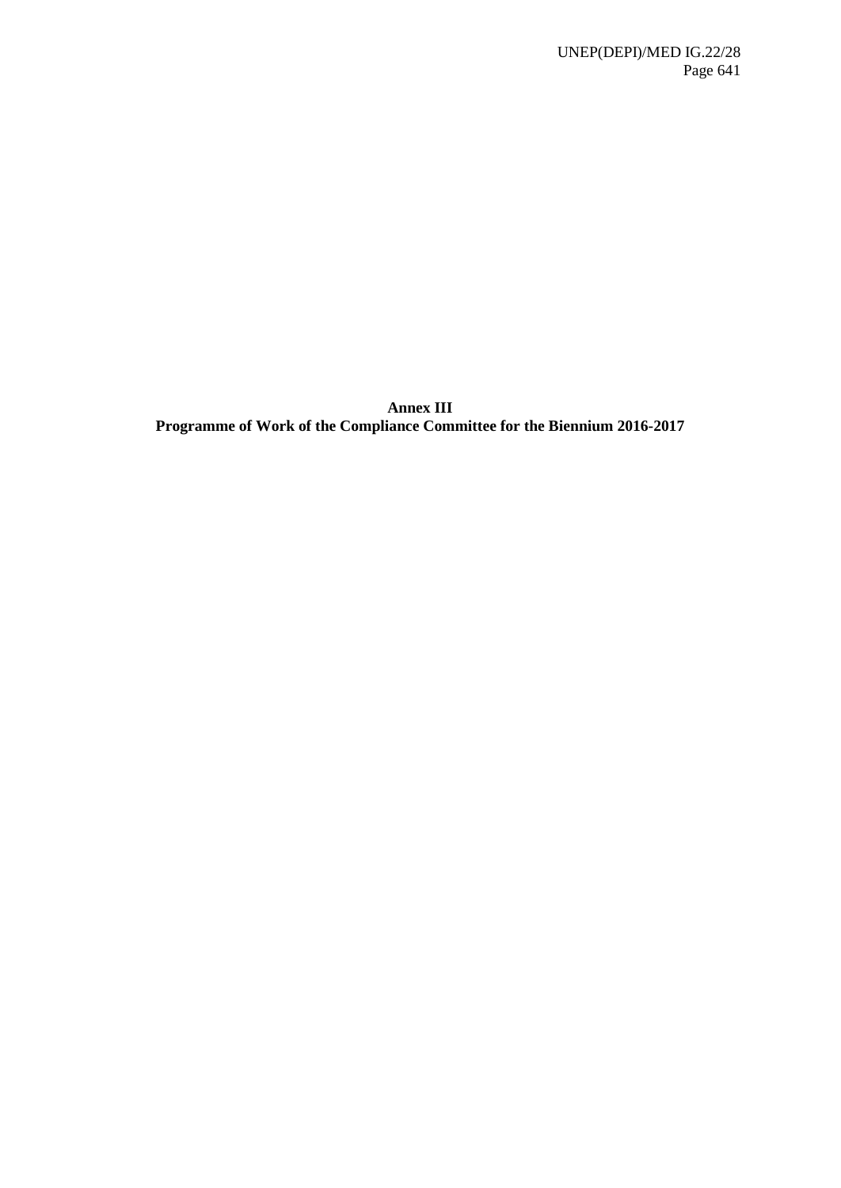**Annex III**
**Programme of Work of the Compliance Committee for the Biennium 2016-2017**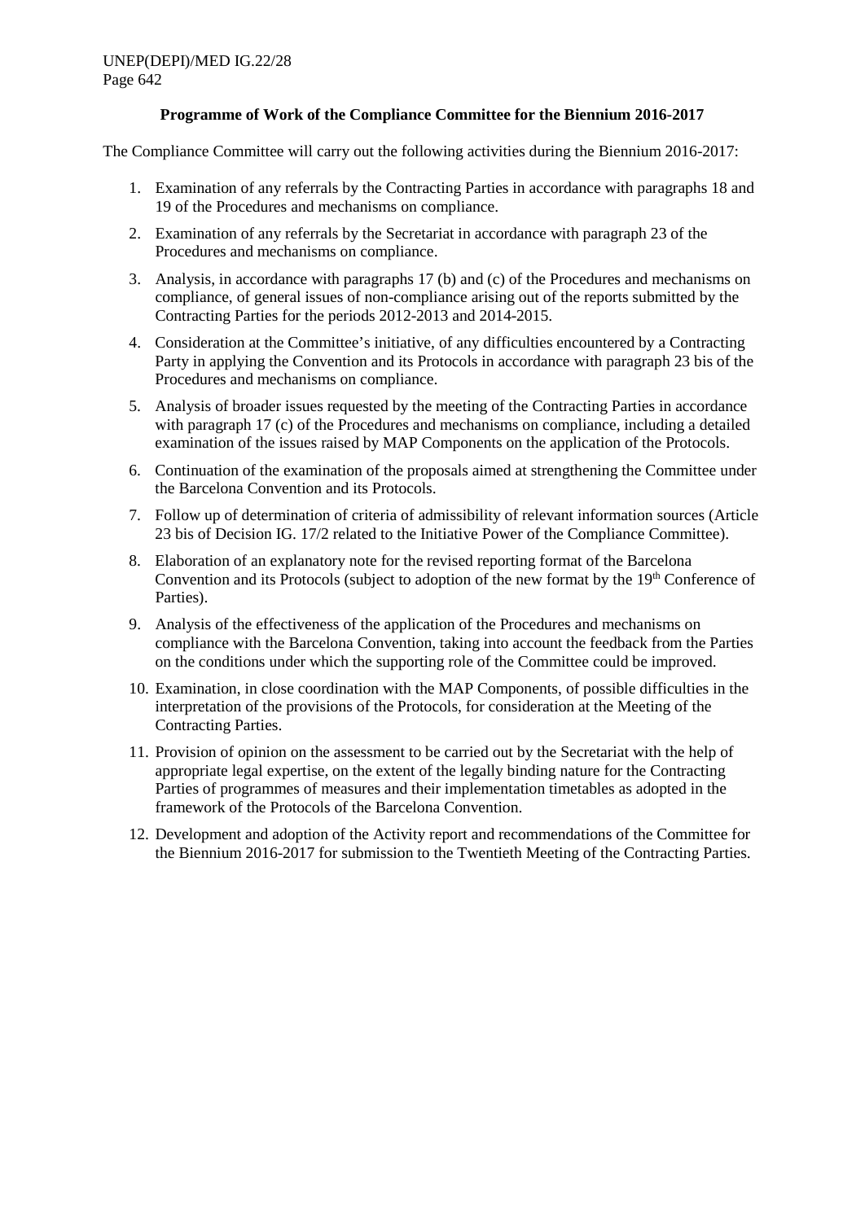**Programme of Work of the Compliance Committee for the Biennium 2016-2017**

The Compliance Committee will carry out the following activities during the Biennium 2016-2017:

1. Examination of any referrals by the Contracting Parties in accordance with paragraphs 18 and 19 of the Procedures and mechanisms on compliance.
2. Examination of any referrals by the Secretariat in accordance with paragraph 23 of the Procedures and mechanisms on compliance.
3. Analysis, in accordance with paragraphs 17 (b) and (c) of the Procedures and mechanisms on compliance, of general issues of non-compliance arising out of the reports submitted by the Contracting Parties for the periods 2012-2013 and 2014-2015.
4. Consideration at the Committee's initiative, of any difficulties encountered by a Contracting Party in applying the Convention and its Protocols in accordance with paragraph 23 bis of the Procedures and mechanisms on compliance.
5. Analysis of broader issues requested by the meeting of the Contracting Parties in accordance with paragraph 17 (c) of the Procedures and mechanisms on compliance, including a detailed examination of the issues raised by MAP Components on the application of the Protocols.
6. Continuation of the examination of the proposals aimed at strengthening the Committee under the Barcelona Convention and its Protocols.
7. Follow up of determination of criteria of admissibility of relevant information sources (Article 23 bis of Decision IG. 17/2 related to the Initiative Power of the Compliance Committee).
8. Elaboration of an explanatory note for the revised reporting format of the Barcelona Convention and its Protocols (subject to adoption of the new format by the 19th Conference of Parties).
9. Analysis of the effectiveness of the application of the Procedures and mechanisms on compliance with the Barcelona Convention, taking into account the feedback from the Parties on the conditions under which the supporting role of the Committee could be improved.
10. Examination, in close coordination with the MAP Components, of possible difficulties in the interpretation of the provisions of the Protocols, for consideration at the Meeting of the Contracting Parties.
11. Provision of opinion on the assessment to be carried out by the Secretariat with the help of appropriate legal expertise, on the extent of the legally binding nature for the Contracting Parties of programmes of measures and their implementation timetables as adopted in the framework of the Protocols of the Barcelona Convention.
12. Development and adoption of the Activity report and recommendations of the Committee for the Biennium 2016-2017 for submission to the Twentieth Meeting of the Contracting Parties.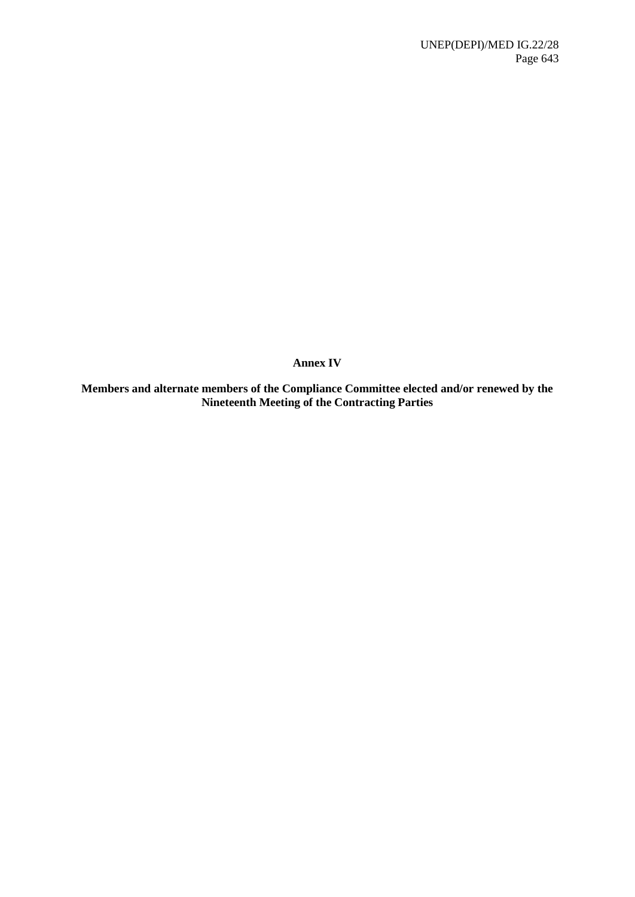# Annex IV

## Members and alternate members of the Compliance Committee elected and/or renewed by the Nineteenth Meeting of the Contracting Parties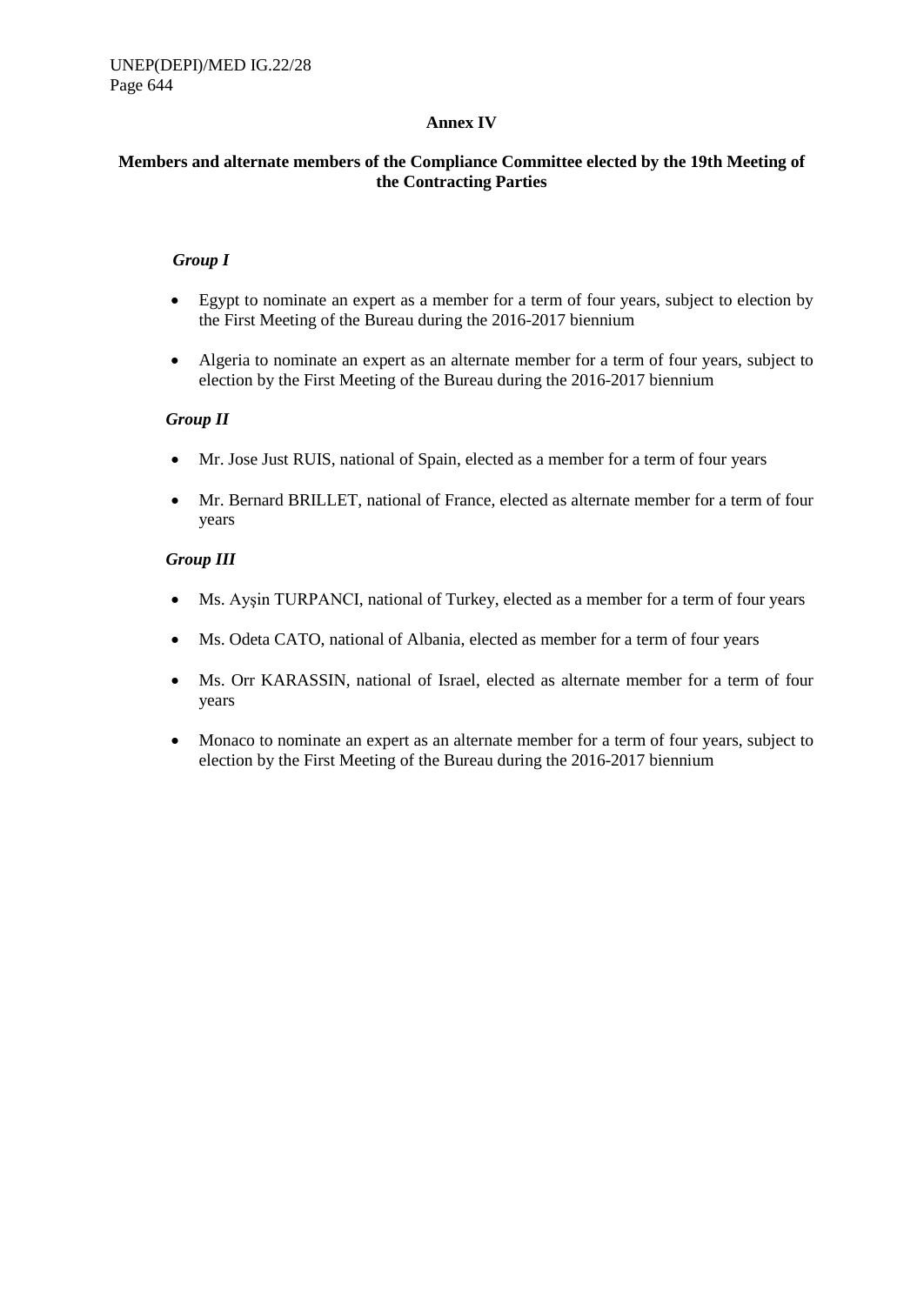## Annex IV

### Members and alternate members of the Compliance Committee elected by the 19th Meeting of the Contracting Parties

*Group I*

- Egypt to nominate an expert as a member for a term of four years, subject to election by the First Meeting of the Bureau during the 2016-2017 biennium
- Algeria to nominate an expert as an alternate member for a term of four years, subject to election by the First Meeting of the Bureau during the 2016-2017 biennium

*Group II*

- Mr. Jose Just RUIS, national of Spain, elected as a member for a term of four years
- Mr. Bernard BRILLET, national of France, elected as alternate member for a term of four years

*Group III*

- Ms. Ayşin TURPANCI, national of Turkey, elected as a member for a term of four years
- Ms. Odeta CATO, national of Albania, elected as member for a term of four years
- Ms. Orr KARASSIN, national of Israel, elected as alternate member for a term of four years
- Monaco to nominate an expert as an alternate member for a term of four years, subject to election by the First Meeting of the Bureau during the 2016-2017 biennium